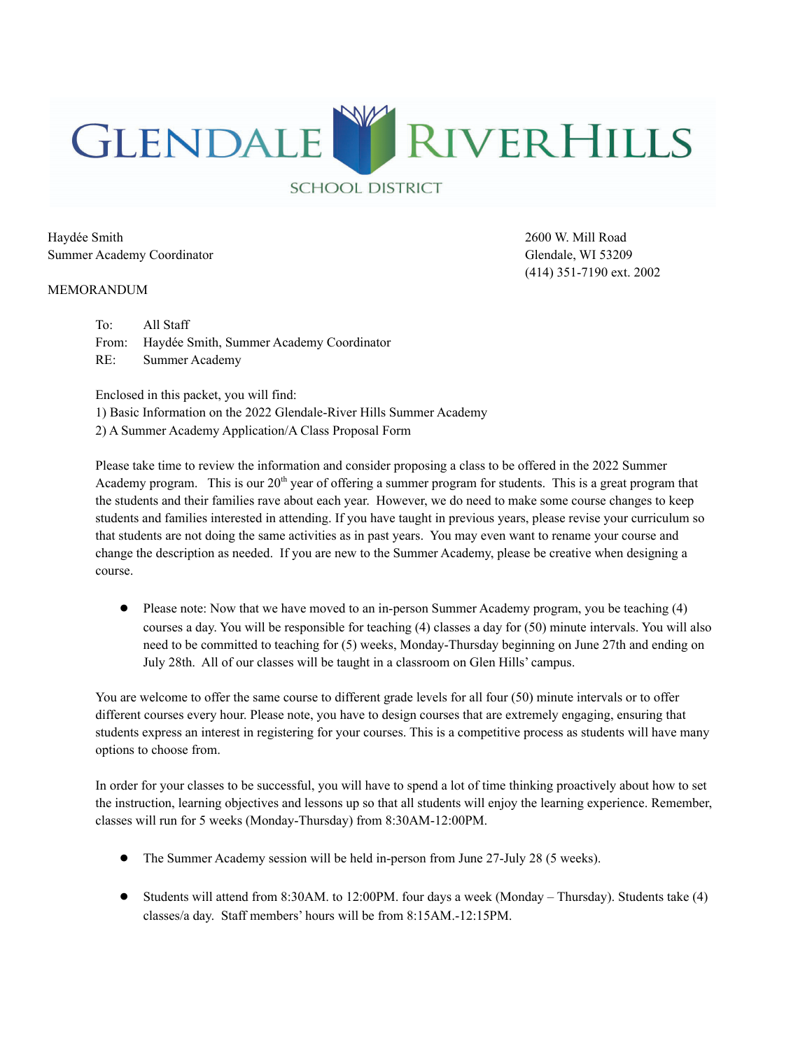GLENDALE RIVERHILLS
SCHOOL DISTRICT

Haydée Smith
Summer Academy Coordinator

2600 W. Mill Road
Glendale, WI 53209
(414) 351-7190 ext. 2002

MEMORANDUM

To: All Staff
From: Haydée Smith, Summer Academy Coordinator
RE: Summer Academy

Enclosed in this packet, you will find:
1) Basic Information on the 2022 Glendale-River Hills Summer Academy
2) A Summer Academy Application/A Class Proposal Form

Please take time to review the information and consider proposing a class to be offered in the 2022 Summer Academy program. This is our 20th year of offering a summer program for students. This is a great program that the students and their families rave about each year. However, we do need to make some course changes to keep students and families interested in attending. If you have taught in previous years, please revise your curriculum so that students are not doing the same activities as in past years. You may even want to rename your course and change the description as needed. If you are new to the Summer Academy, please be creative when designing a course.

- Please note: Now that we have moved to an in-person Summer Academy program, you be teaching (4) courses a day. You will be responsible for teaching (4) classes a day for (50) minute intervals. You will also need to be committed to teaching for (5) weeks, Monday-Thursday beginning on June 27th and ending on July 28th. All of our classes will be taught in a classroom on Glen Hills' campus.

You are welcome to offer the same course to different grade levels for all four (50) minute intervals or to offer different courses every hour. Please note, you have to design courses that are extremely engaging, ensuring that students express an interest in registering for your courses. This is a competitive process as students will have many options to choose from.

In order for your classes to be successful, you will have to spend a lot of time thinking proactively about how to set the instruction, learning objectives and lessons up so that all students will enjoy the learning experience. Remember, classes will run for 5 weeks (Monday-Thursday) from 8:30AM-12:00PM.

- The Summer Academy session will be held in-person from June 27-July 28 (5 weeks).

- Students will attend from 8:30AM. to 12:00PM. four days a week (Monday – Thursday). Students take (4) classes/a day. Staff members' hours will be from 8:15AM.-12:15PM.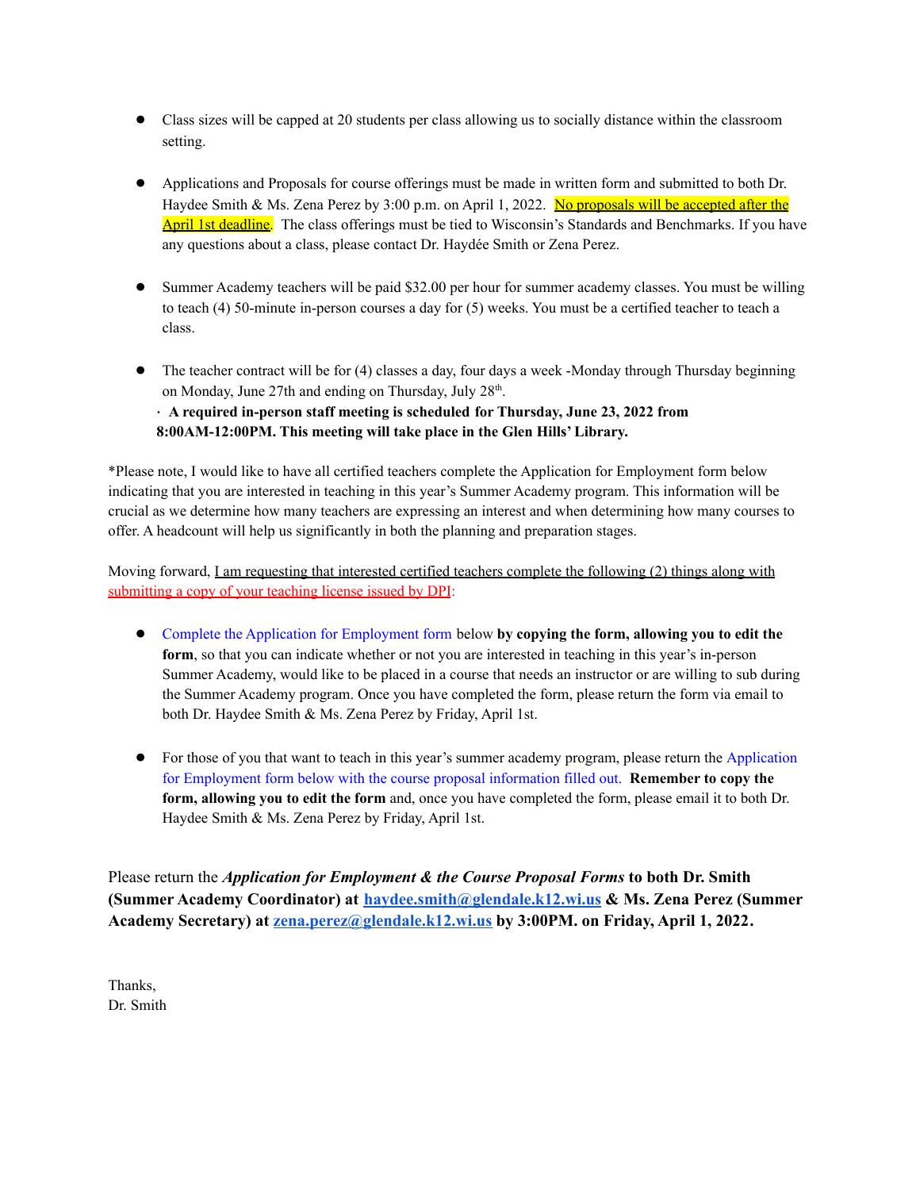- Class sizes will be capped at 20 students per class allowing us to socially distance within the classroom setting.

- Applications and Proposals for course offerings must be made in written form and submitted to both Dr. Haydee Smith & Ms. Zena Perez by 3:00 p.m. on April 1, 2022. No proposals will be accepted after the April 1st deadline. The class offerings must be tied to Wisconsin's Standards and Benchmarks. If you have any questions about a class, please contact Dr. Haydée Smith or Zena Perez.

- Summer Academy teachers will be paid $32.00 per hour for summer academy classes. You must be willing to teach (4) 50-minute in-person courses a day for (5) weeks. You must be a certified teacher to teach a class.

- The teacher contract will be for (4) classes a day, four days a week -Monday through Thursday beginning on Monday, June 27th and ending on Thursday, July 28th.
  · **A required in-person staff meeting is scheduled for Thursday, June 23, 2022 from 8:00AM-12:00PM. This meeting will take place in the Glen Hills' Library.**

*Please note, I would like to have all certified teachers complete the Application for Employment form below indicating that you are interested in teaching in this year's Summer Academy program. This information will be crucial as we determine how many teachers are expressing an interest and when determining how many courses to offer. A headcount will help us significantly in both the planning and preparation stages.

Moving forward, I am requesting that interested certified teachers complete the following (2) things along with submitting a copy of your teaching license issued by DPI:

- Complete the Application for Employment form below **by copying the form, allowing you to edit the form**, so that you can indicate whether or not you are interested in teaching in this year's in-person Summer Academy, would like to be placed in a course that needs an instructor or are willing to sub during the Summer Academy program. Once you have completed the form, please return the form via email to both Dr. Haydee Smith & Ms. Zena Perez by Friday, April 1st.

- For those of you that want to teach in this year's summer academy program, please return the Application for Employment form below with the course proposal information filled out. **Remember to copy the form, allowing you to edit the form** and, once you have completed the form, please email it to both Dr. Haydee Smith & Ms. Zena Perez by Friday, April 1st.

Please return the ***Application for Employment & the Course Proposal Forms*** **to both Dr. Smith (Summer Academy Coordinator) at [haydee.smith@glendale.k12.wi.us](mailto:haydee.smith@glendale.k12.wi.us) & Ms. Zena Perez (Summer Academy Secretary) at [zena.perez@glendale.k12.wi.us](mailto:zena.perez@glendale.k12.wi.us) by 3:00PM. on Friday, April 1, 2022.**

Thanks,
Dr. Smith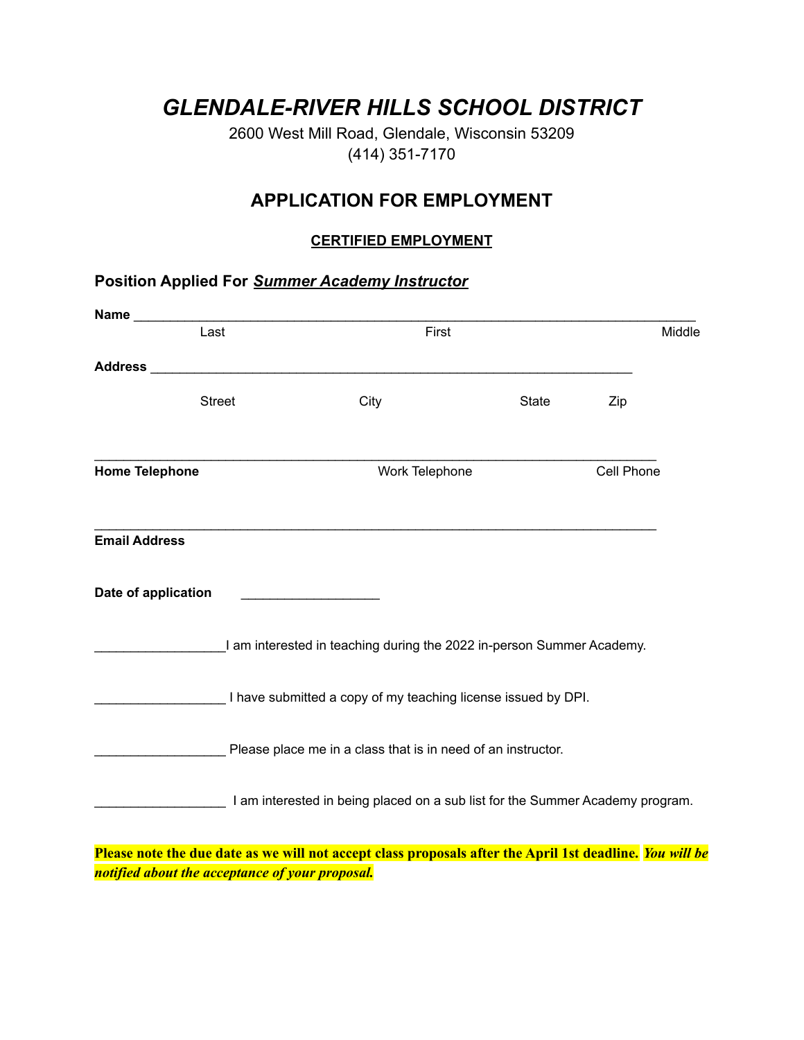# *GLENDALE-RIVER HILLS SCHOOL DISTRICT*

2600 West Mill Road, Glendale, Wisconsin 53209
(414) 351-7170

## APPLICATION FOR EMPLOYMENT

**CERTIFIED EMPLOYMENT**

**Position Applied For** ***Summer Academy Instructor***

**Name** ___________________________________________________________________________
Last First Middle

**Address** ________________________________________________________________

Street City State Zip

___________________________________________________________________________
**Home Telephone** Work Telephone Cell Phone

___________________________________________________________________________
**Email Address**

**Date of application** ___________________

__________________I am interested in teaching during the 2022 in-person Summer Academy.

__________________ I have submitted a copy of my teaching license issued by DPI.

__________________ Please place me in a class that is in need of an instructor.

__________________ I am interested in being placed on a sub list for the Summer Academy program.

**Please note the due date as we will not accept class proposals after the April 1st deadline.** ***You will be notified about the acceptance of your proposal.***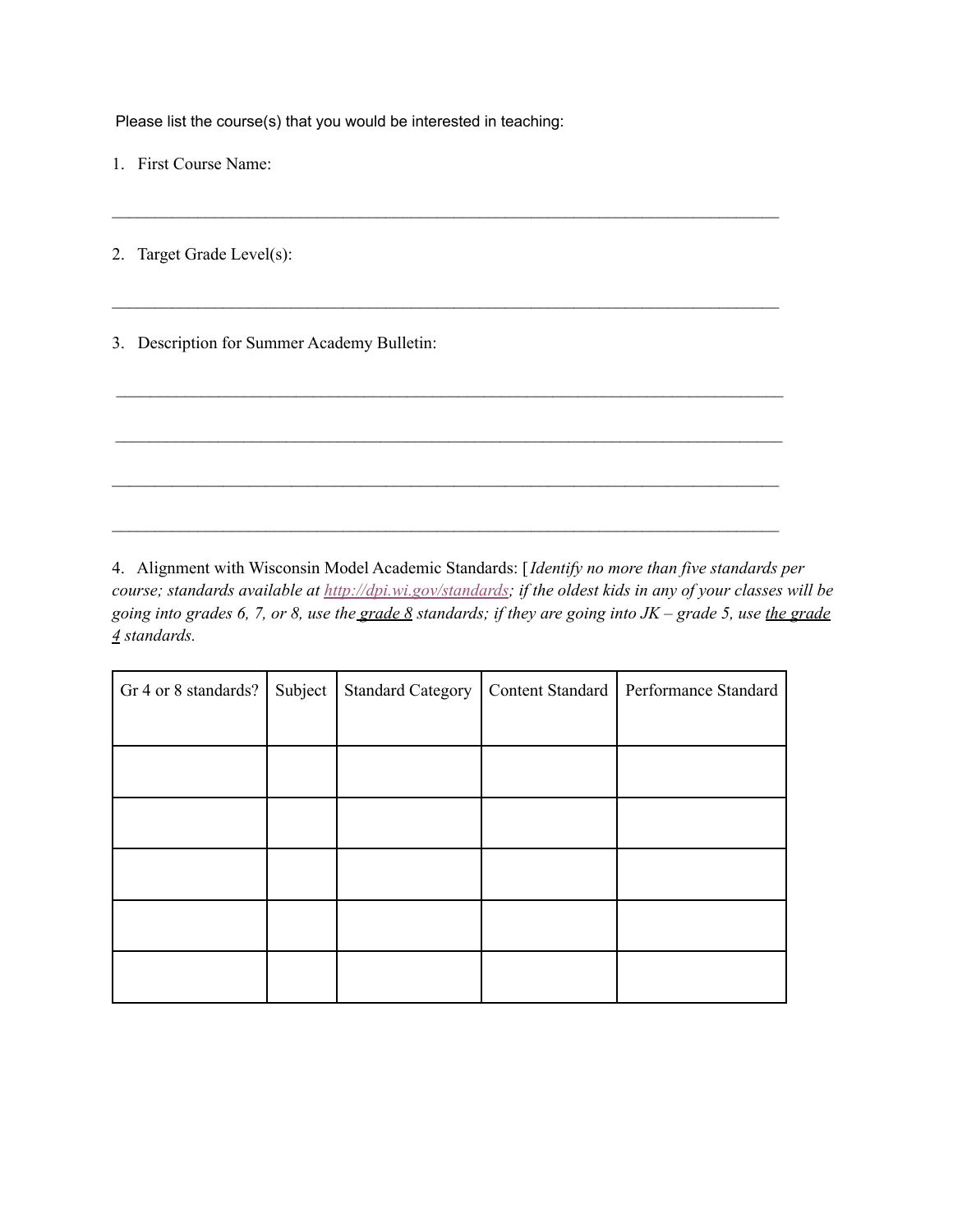Please list the course(s) that you would be interested in teaching:

1. First Course Name:

________________________________________________________________________________

2. Target Grade Level(s):

________________________________________________________________________________

3. Description for Summer Academy Bulletin:

________________________________________________________________________________

________________________________________________________________________________

________________________________________________________________________________

________________________________________________________________________________

4. Alignment with Wisconsin Model Academic Standards: [*Identify no more than five standards per course; standards available at [http://dpi.wi.gov/standards](http://dpi.wi.gov/standards); if the oldest kids in any of your classes will be going into grades 6, 7, or 8, use the grade 8 standards; if they are going into JK – grade 5, use the grade 4 standards.*

| Gr 4 or 8 standards? | Subject | Standard Category | Content Standard | Performance Standard |
|---|---|---|---|---|
| | | | | |
| | | | | |
| | | | | |
| | | | | |
| | | | | |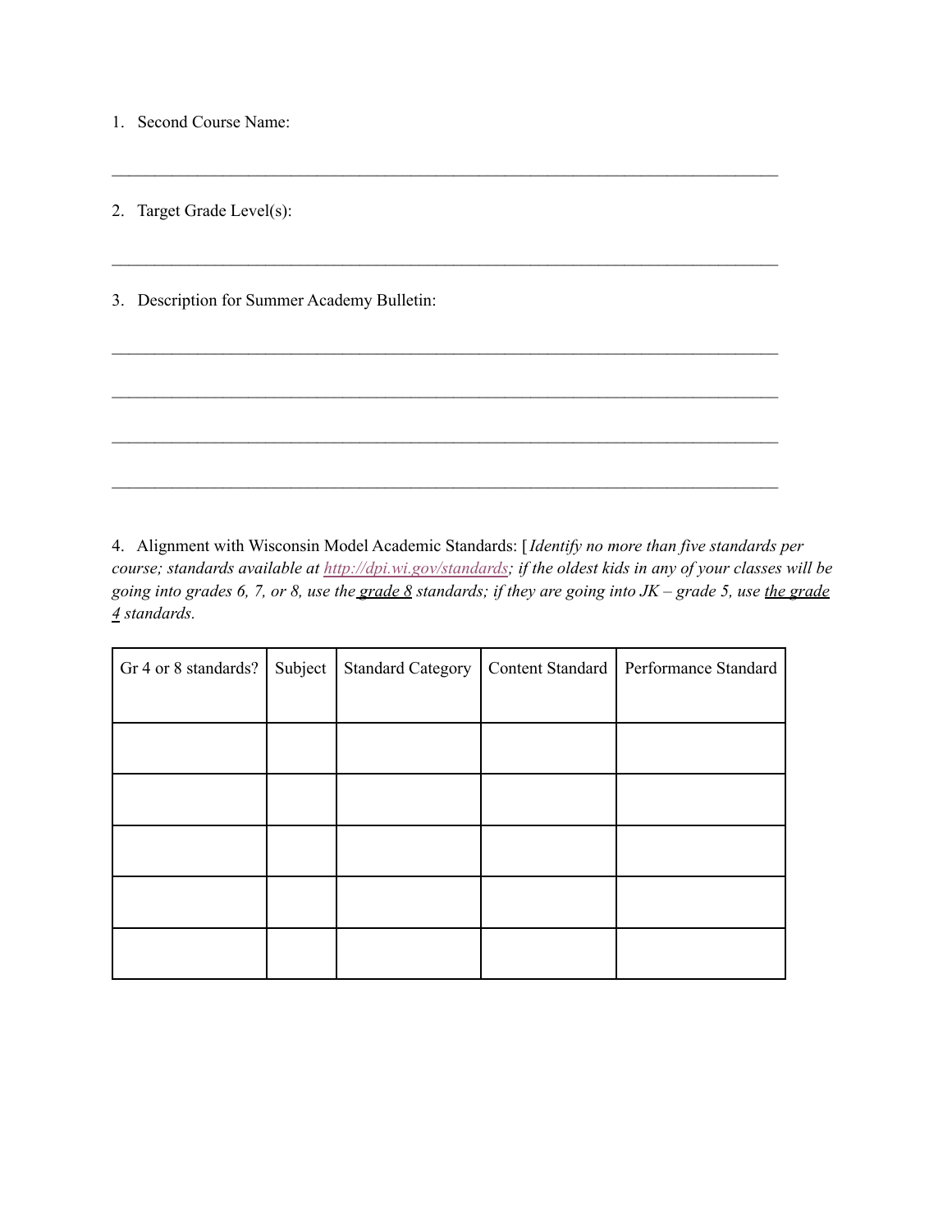1. Second Course Name:

________________________________________________________________________________

2. Target Grade Level(s):

________________________________________________________________________________

3. Description for Summer Academy Bulletin:

________________________________________________________________________________

________________________________________________________________________________

________________________________________________________________________________

________________________________________________________________________________

4. Alignment with Wisconsin Model Academic Standards: [*Identify no more than five standards per course; standards available at [http://dpi.wi.gov/standards](http://dpi.wi.gov/standards); if the oldest kids in any of your classes will be going into grades 6, 7, or 8, use the* <u>*grade 8*</u> *standards; if they are going into JK – grade 5, use* <u>*the grade 4*</u> *standards.*

| Gr 4 or 8 standards? | Subject | Standard Category | Content Standard | Performance Standard |
|---|---|---|---|---|
| | | | | |
| | | | | |
| | | | | |
| | | | | |
| | | | | |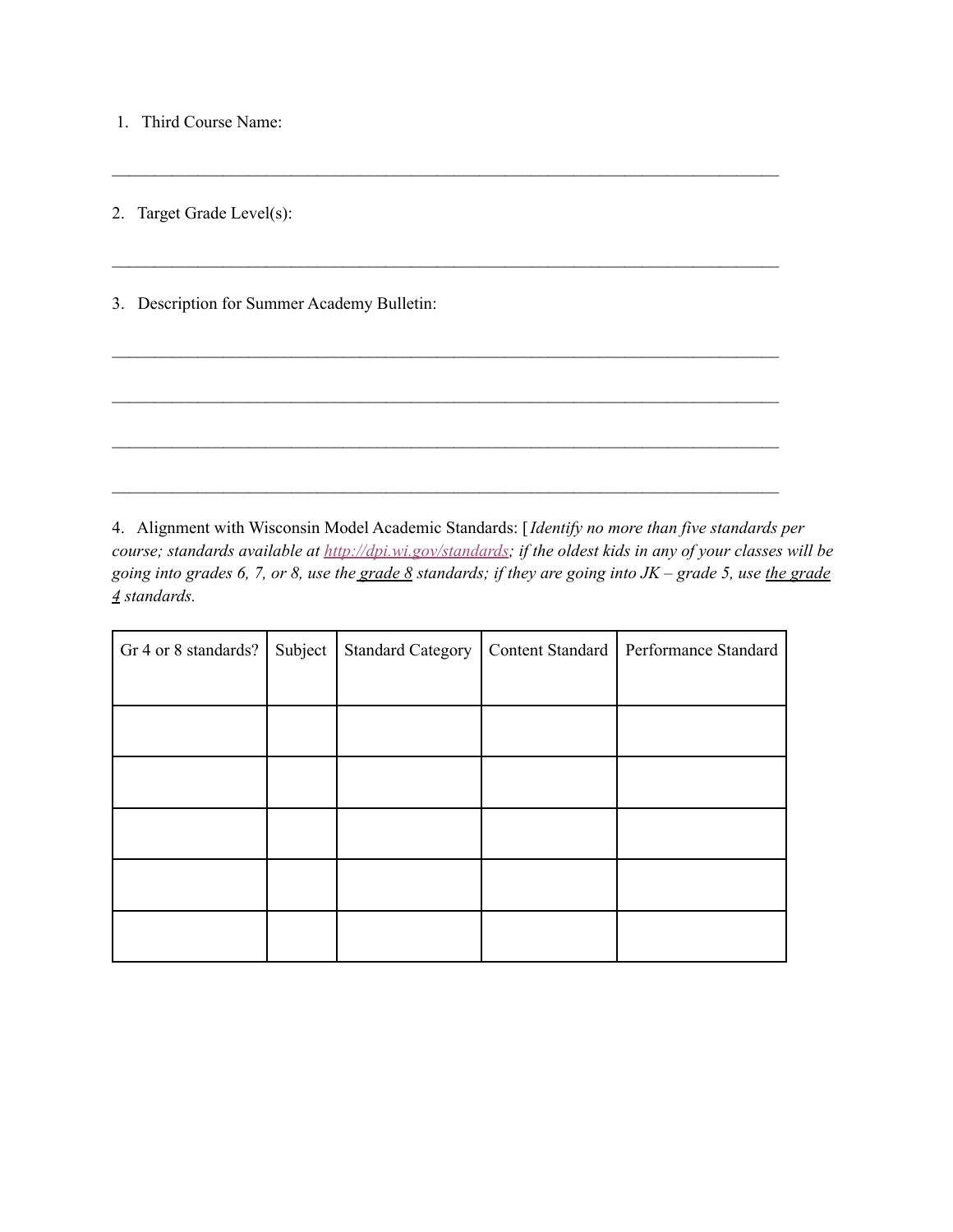1. Third Course Name:

\_\_\_\_\_\_\_\_\_\_\_\_\_\_\_\_\_\_\_\_\_\_\_\_\_\_\_\_\_\_\_\_\_\_\_\_\_\_\_\_\_\_\_\_\_\_\_\_\_\_\_\_\_\_\_\_\_\_\_\_\_\_\_\_\_\_\_\_\_\_\_\_\_\_\_\_

2. Target Grade Level(s):

\_\_\_\_\_\_\_\_\_\_\_\_\_\_\_\_\_\_\_\_\_\_\_\_\_\_\_\_\_\_\_\_\_\_\_\_\_\_\_\_\_\_\_\_\_\_\_\_\_\_\_\_\_\_\_\_\_\_\_\_\_\_\_\_\_\_\_\_\_\_\_\_\_\_\_\_

3. Description for Summer Academy Bulletin:

\_\_\_\_\_\_\_\_\_\_\_\_\_\_\_\_\_\_\_\_\_\_\_\_\_\_\_\_\_\_\_\_\_\_\_\_\_\_\_\_\_\_\_\_\_\_\_\_\_\_\_\_\_\_\_\_\_\_\_\_\_\_\_\_\_\_\_\_\_\_\_\_\_\_\_\_

\_\_\_\_\_\_\_\_\_\_\_\_\_\_\_\_\_\_\_\_\_\_\_\_\_\_\_\_\_\_\_\_\_\_\_\_\_\_\_\_\_\_\_\_\_\_\_\_\_\_\_\_\_\_\_\_\_\_\_\_\_\_\_\_\_\_\_\_\_\_\_\_\_\_\_\_

\_\_\_\_\_\_\_\_\_\_\_\_\_\_\_\_\_\_\_\_\_\_\_\_\_\_\_\_\_\_\_\_\_\_\_\_\_\_\_\_\_\_\_\_\_\_\_\_\_\_\_\_\_\_\_\_\_\_\_\_\_\_\_\_\_\_\_\_\_\_\_\_\_\_\_\_

\_\_\_\_\_\_\_\_\_\_\_\_\_\_\_\_\_\_\_\_\_\_\_\_\_\_\_\_\_\_\_\_\_\_\_\_\_\_\_\_\_\_\_\_\_\_\_\_\_\_\_\_\_\_\_\_\_\_\_\_\_\_\_\_\_\_\_\_\_\_\_\_\_\_\_\_

4. Alignment with Wisconsin Model Academic Standards: [*Identify no more than five standards per course; standards available at http://dpi.wi.gov/standards; if the oldest kids in any of your classes will be going into grades 6, 7, or 8, use the grade 8 standards; if they are going into JK – grade 5, use the grade 4 standards.*

| Gr 4 or 8 standards? | Subject | Standard Category | Content Standard | Performance Standard |
|---|---|---|---|---|
| | | | | |
| | | | | |
| | | | | |
| | | | | |
| | | | | |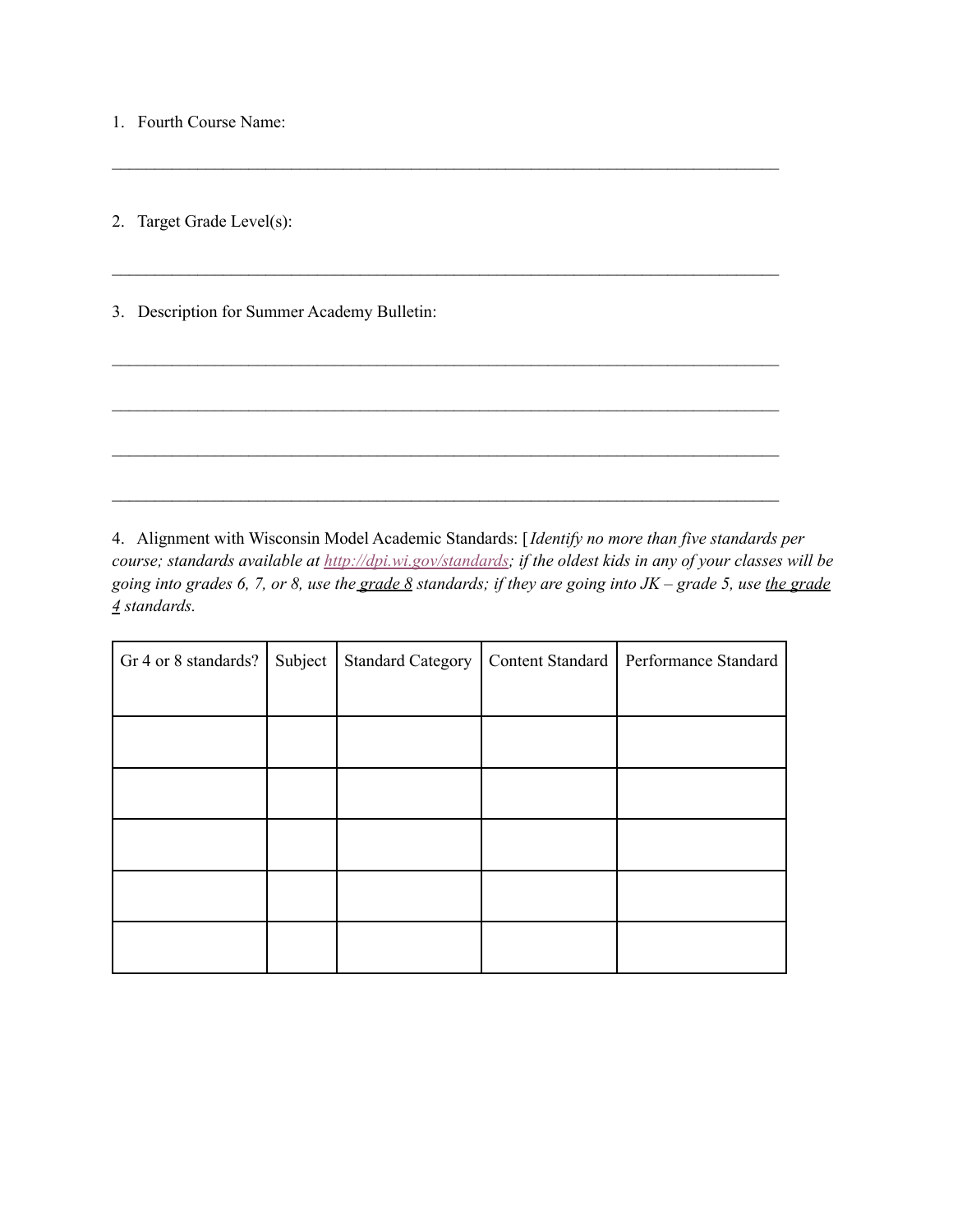1. Fourth Course Name:

______________________________________________________________________________

2. Target Grade Level(s):

______________________________________________________________________________

3. Description for Summer Academy Bulletin:

______________________________________________________________________________

______________________________________________________________________________

______________________________________________________________________________

______________________________________________________________________________

4. Alignment with Wisconsin Model Academic Standards: [*Identify no more than five standards per course; standards available at http://dpi.wi.gov/standards; if the oldest kids in any of your classes will be going into grades 6, 7, or 8, use the grade 8 standards; if they are going into JK – grade 5, use the grade 4 standards.*

| Gr 4 or 8 standards? | Subject | Standard Category | Content Standard | Performance Standard |
|---|---|---|---|---|
| | | | | |
| | | | | |
| | | | | |
| | | | | |
| | | | | |